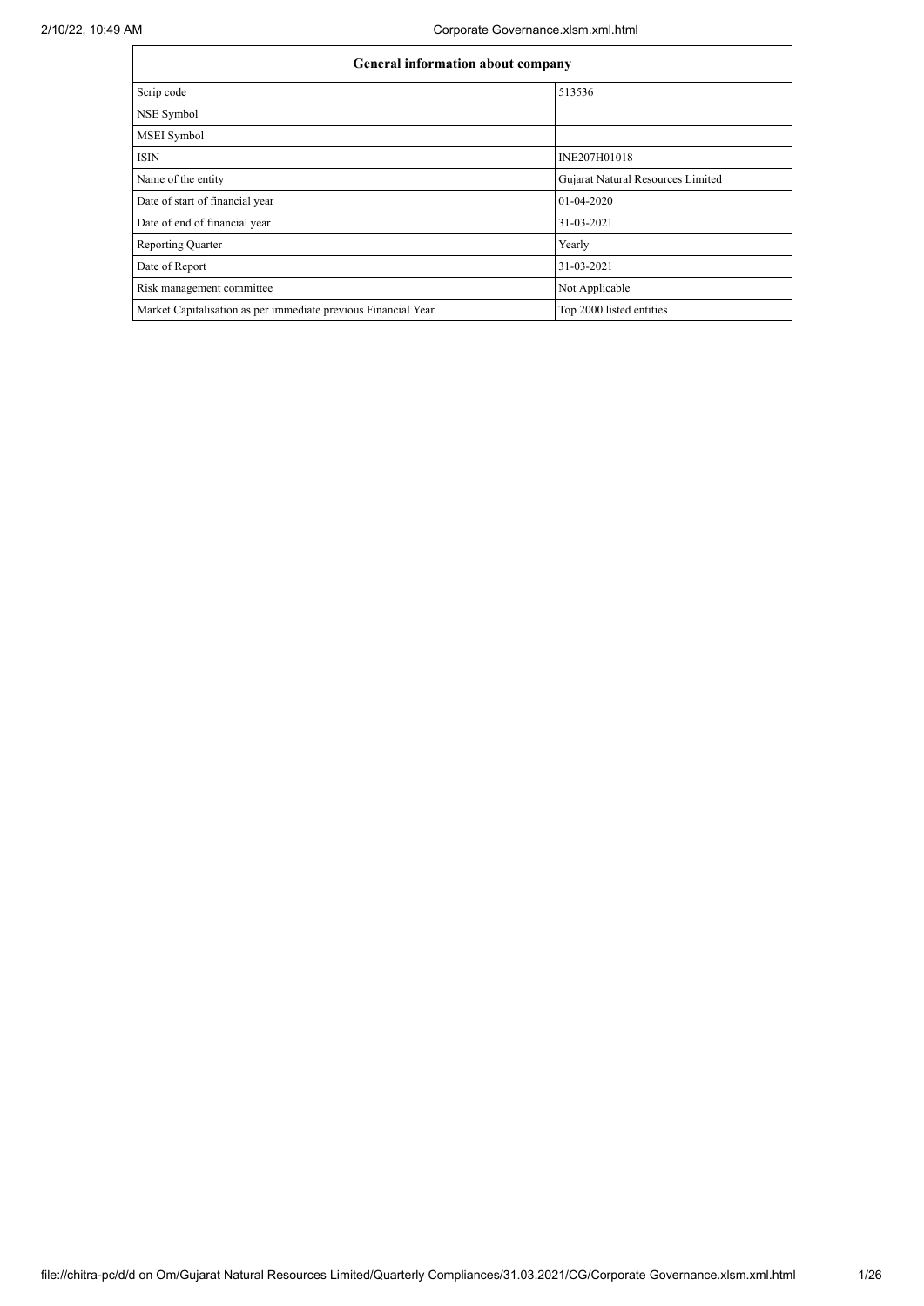| General information about company | |
|---|---|
| Scrip code | 513536 |
| NSE Symbol | |
| MSEI Symbol | |
| ISIN | INE207H01018 |
| Name of the entity | Gujarat Natural Resources Limited |
| Date of start of financial year | 01-04-2020 |
| Date of end of financial year | 31-03-2021 |
| Reporting Quarter | Yearly |
| Date of Report | 31-03-2021 |
| Risk management committee | Not Applicable |
| Market Capitalisation as per immediate previous Financial Year | Top 2000 listed entities |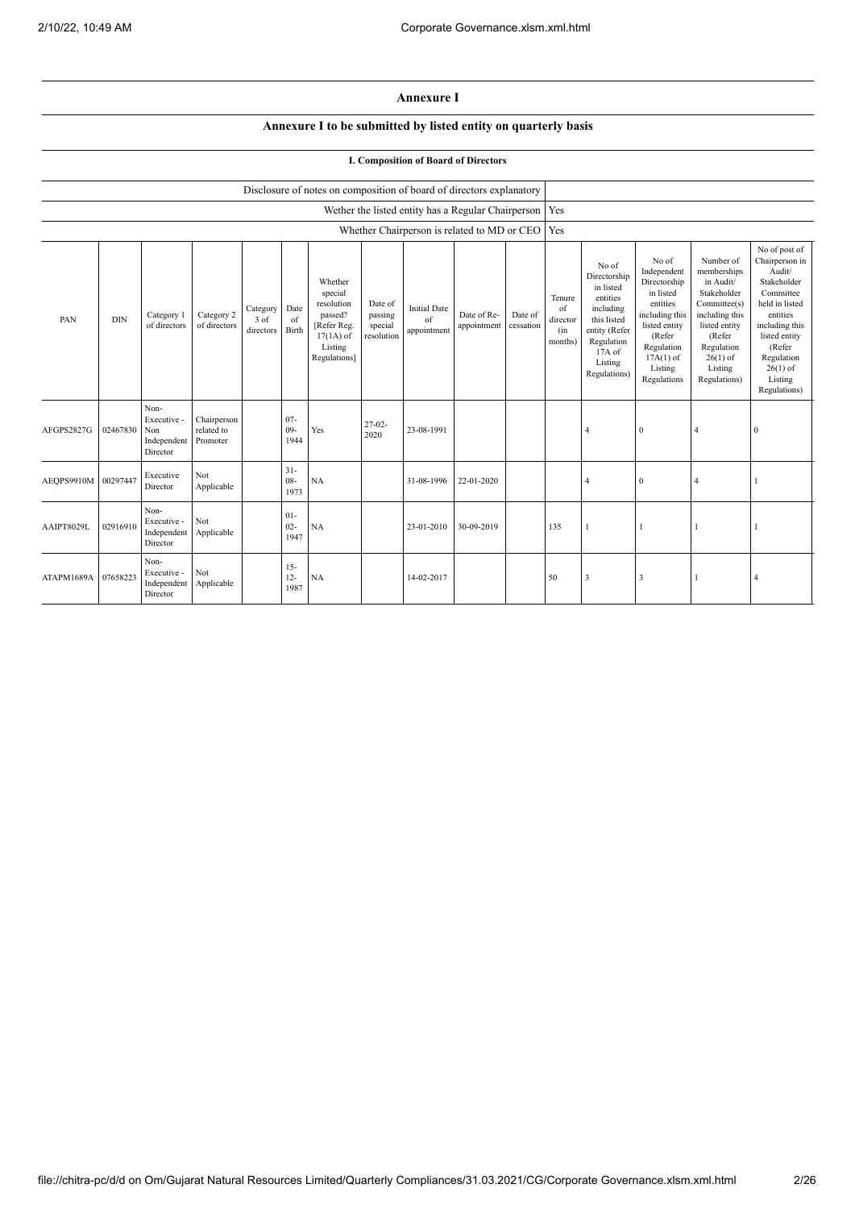# Annexure I

## Annexure I to be submitted by listed entity on quarterly basis

### I. Composition of Board of Directors

| Disclosure of notes on composition of board of directors explanatory | |
|---|---|
| Wether the listed entity has a Regular Chairperson | Yes |
| Whether Chairperson is related to MD or CEO | Yes |

| PAN | DIN | Category 1 of directors | Category 2 of directors | Category 3 of directors | Date of Birth | Whether special resolution passed? [Refer Reg. 17(1A) of Listing Regulations] | Date of passing special resolution | Initial Date of appointment | Date of Re-appointment | Date of cessation | Tenure of director (in months) | No of Directorship in listed entities including this listed entity (Refer Regulation 17A of Listing Regulations) | No of Independent Directorship in listed entities including this listed entity (Refer Regulation 17A(1) of Listing Regulations | Number of memberships in Audit/ Stakeholder Committee(s) including this listed entity (Refer Regulation 26(1) of Listing Regulations) | No of post of Chairperson in Audit/ Stakeholder Committee held in listed entities including this listed entity (Refer Regulation 26(1) of Listing Regulations) |
|---|---|---|---|---|---|---|---|---|---|---|---|---|---|---|---|
| AFGPS2827G | 02467830 | Non-Executive - Non Independent Director | Chairperson related to Promoter | | 07-09-1944 | Yes | 27-02-2020 | 23-08-1991 | | | | 4 | 0 | 4 | 0 |
| AEQPS9910M | 00297447 | Executive Director | Not Applicable | | 31-08-1973 | NA | | 31-08-1996 | 22-01-2020 | | | 4 | 0 | 4 | 1 |
| AAIPT8029L | 02916910 | Non-Executive - Independent Director | Not Applicable | | 01-02-1947 | NA | | 23-01-2010 | 30-09-2019 | | 135 | 1 | 1 | 1 | 1 |
| ATAPM1689A | 07658223 | Non-Executive - Independent Director | Not Applicable | | 15-12-1987 | NA | | 14-02-2017 | | | 50 | 3 | 3 | 1 | 4 |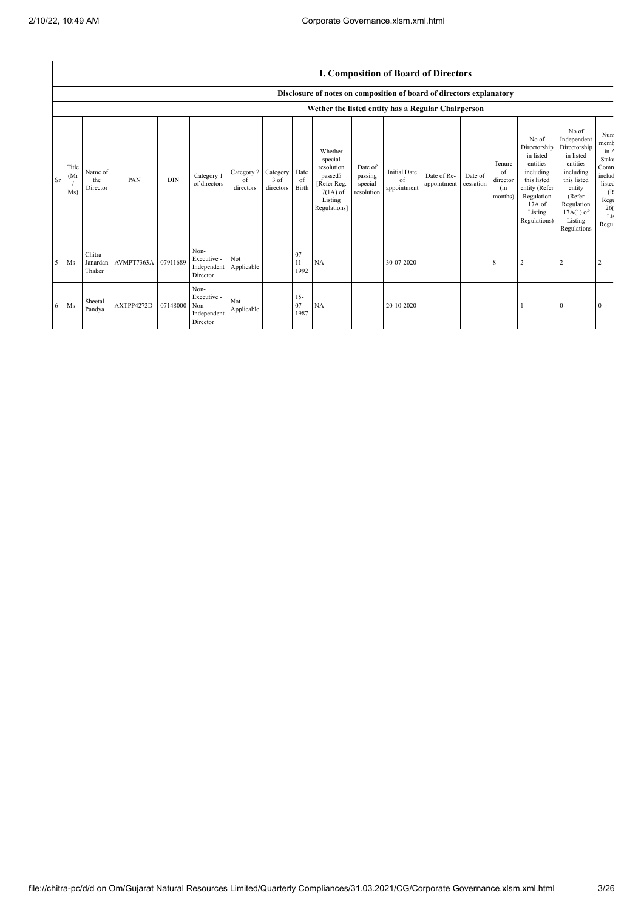## I. Composition of Board of Directors

### Disclosure of notes on composition of board of directors explanatory

### Wether the listed entity has a Regular Chairperson

| Sr | Title (Mr / Ms) | Name of the Director | PAN | DIN | Category 1 of directors | Category 2 of directors | Category 3 of directors | Date of Birth | Whether special resolution passed? [Refer Reg. 17(1A) of Listing Regulations] | Date of passing special resolution | Initial Date of appointment | Date of Re-appointment | Date of cessation | Tenure of director (in months) | No of Directorship in listed entities including this listed entity (Refer Regulation 17A of Listing Regulations) | No of Independent Directorship in listed entities including this listed entity (Refer Regulation 17A(1) of Listing Regulations | Num memb in A Stake Comm includ listed (R Regu 26( Lis Regu |
|---|---|---|---|---|---|---|---|---|---|---|---|---|---|---|---|---|---|
| 5 | Ms | Chitra Janardan Thaker | AVMPT7363A | 07911689 | Non-Executive - Independent Director | Not Applicable | | 07-11-1992 | NA | | 30-07-2020 | | | 8 | 2 | 2 | 2 |
| 6 | Ms | Sheetal Pandya | AXTPP4272D | 07148000 | Non-Executive - Non Independent Director | Not Applicable | | 15-07-1987 | NA | | 20-10-2020 | | | | 1 | 0 | 0 |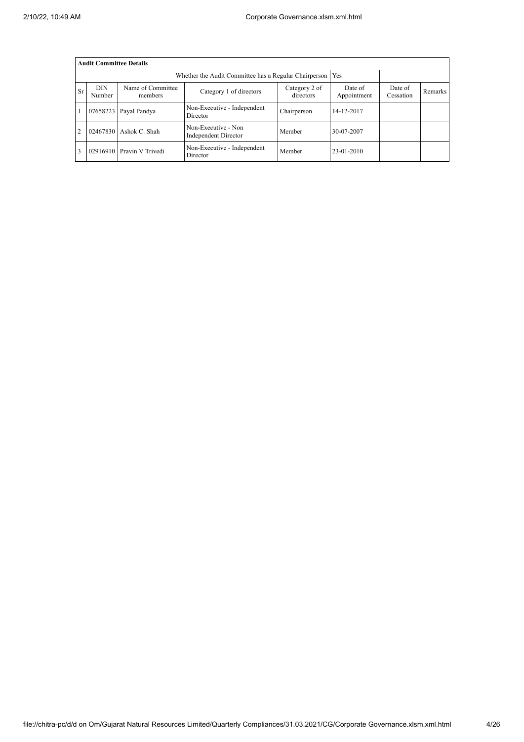| Audit Committee Details | | | | | | | |
|---|---|---|---|---|---|---|---|
| Whether the Audit Committee has a Regular Chairperson | | | | | Yes | | |
| Sr | DIN Number | Name of Committee members | Category 1 of directors | Category 2 of directors | Date of Appointment | Date of Cessation | Remarks |
| 1 | 07658223 | Payal Pandya | Non-Executive - Independent Director | Chairperson | 14-12-2017 | | |
| 2 | 02467830 | Ashok C. Shah | Non-Executive - Non Independent Director | Member | 30-07-2007 | | |
| 3 | 02916910 | Pravin V Trivedi | Non-Executive - Independent Director | Member | 23-01-2010 | | |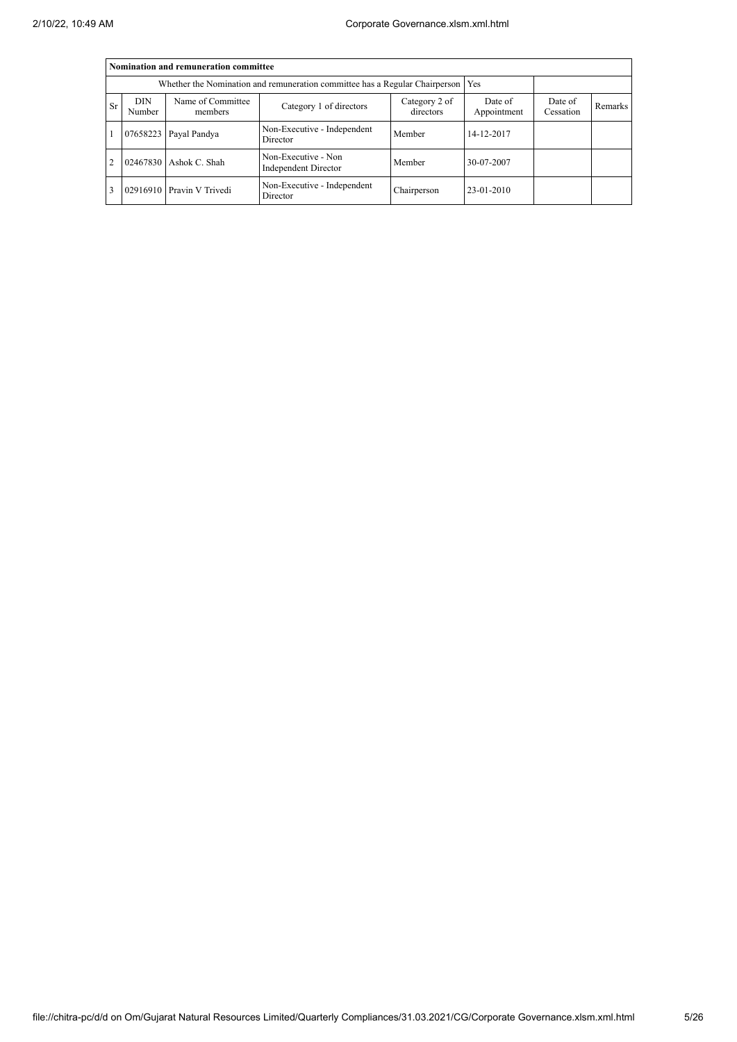| Nomination and remuneration committee | | | | | | | |
|---|---|---|---|---|---|---|---|
| Whether the Nomination and remuneration committee has a Regular Chairperson | | | | | Yes | | |
| Sr | DIN Number | Name of Committee members | Category 1 of directors | Category 2 of directors | Date of Appointment | Date of Cessation | Remarks |
| 1 | 07658223 | Payal Pandya | Non-Executive - Independent Director | Member | 14-12-2017 | | |
| 2 | 02467830 | Ashok C. Shah | Non-Executive - Non Independent Director | Member | 30-07-2007 | | |
| 3 | 02916910 | Pravin V Trivedi | Non-Executive - Independent Director | Chairperson | 23-01-2010 | | |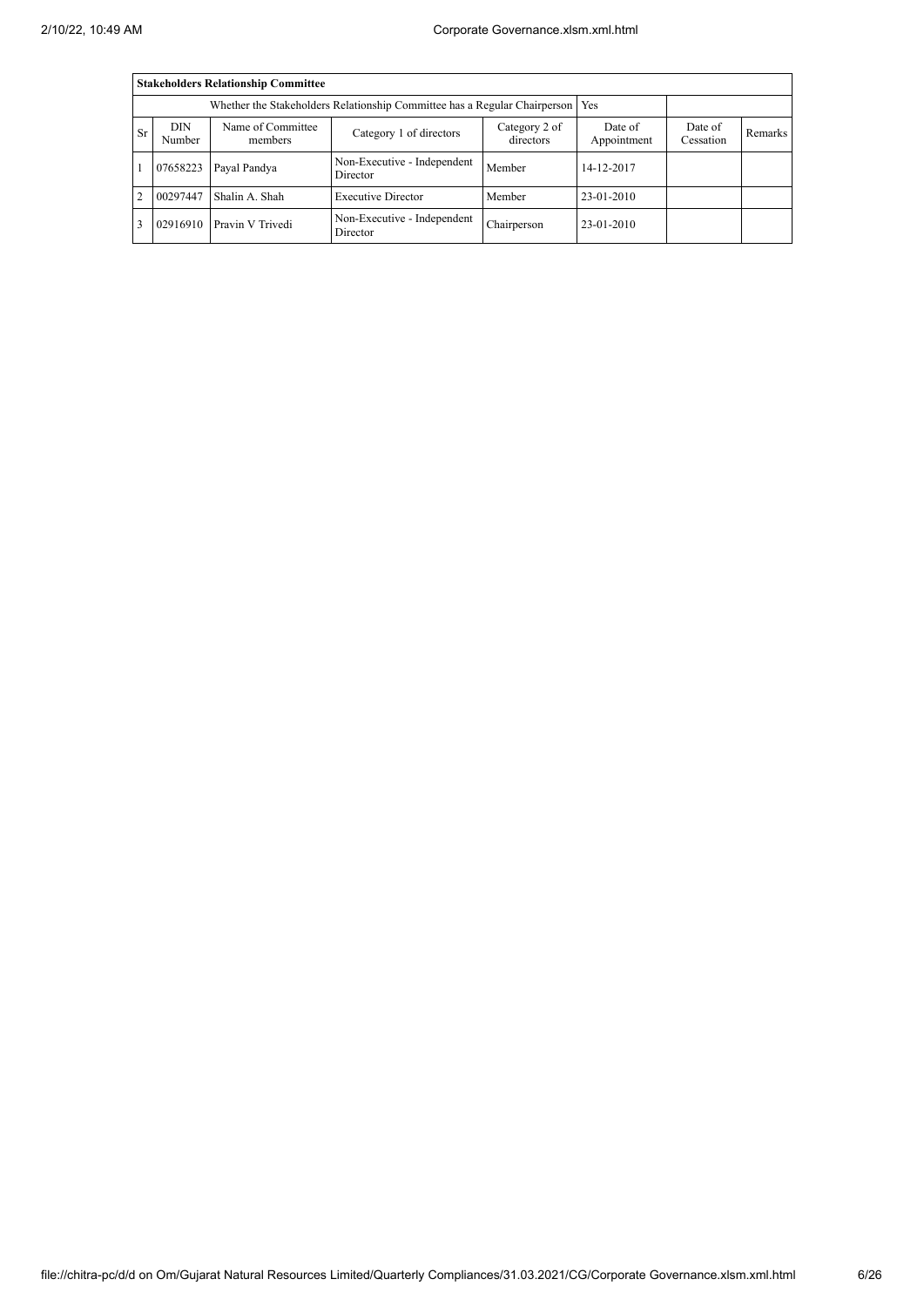| Stakeholders Relationship Committee | | | | | | | |
|---|---|---|---|---|---|---|---|
| Whether the Stakeholders Relationship Committee has a Regular Chairperson | | | | | Yes | | |
| Sr | DIN Number | Name of Committee members | Category 1 of directors | Category 2 of directors | Date of Appointment | Date of Cessation | Remarks |
| 1 | 07658223 | Payal Pandya | Non-Executive - Independent Director | Member | 14-12-2017 | | |
| 2 | 00297447 | Shalin A. Shah | Executive Director | Member | 23-01-2010 | | |
| 3 | 02916910 | Pravin V Trivedi | Non-Executive - Independent Director | Chairperson | 23-01-2010 | | |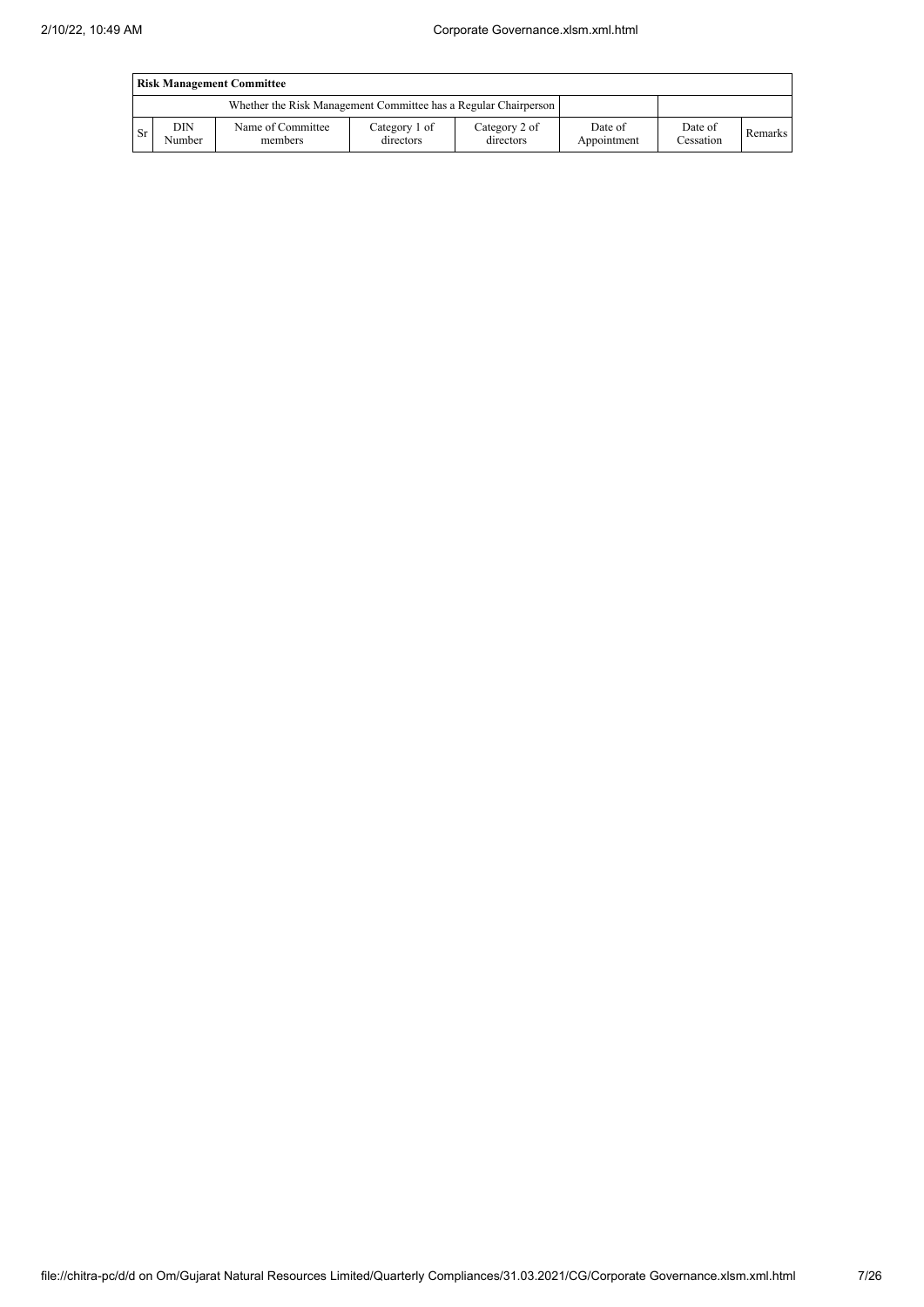| Risk Management Committee | | | | | | | |
|---|---|---|---|---|---|---|---|
| Whether the Risk Management Committee has a Regular Chairperson | | | | | | | |
| Sr | DIN Number | Name of Committee members | Category 1 of directors | Category 2 of directors | Date of Appointment | Date of Cessation | Remarks |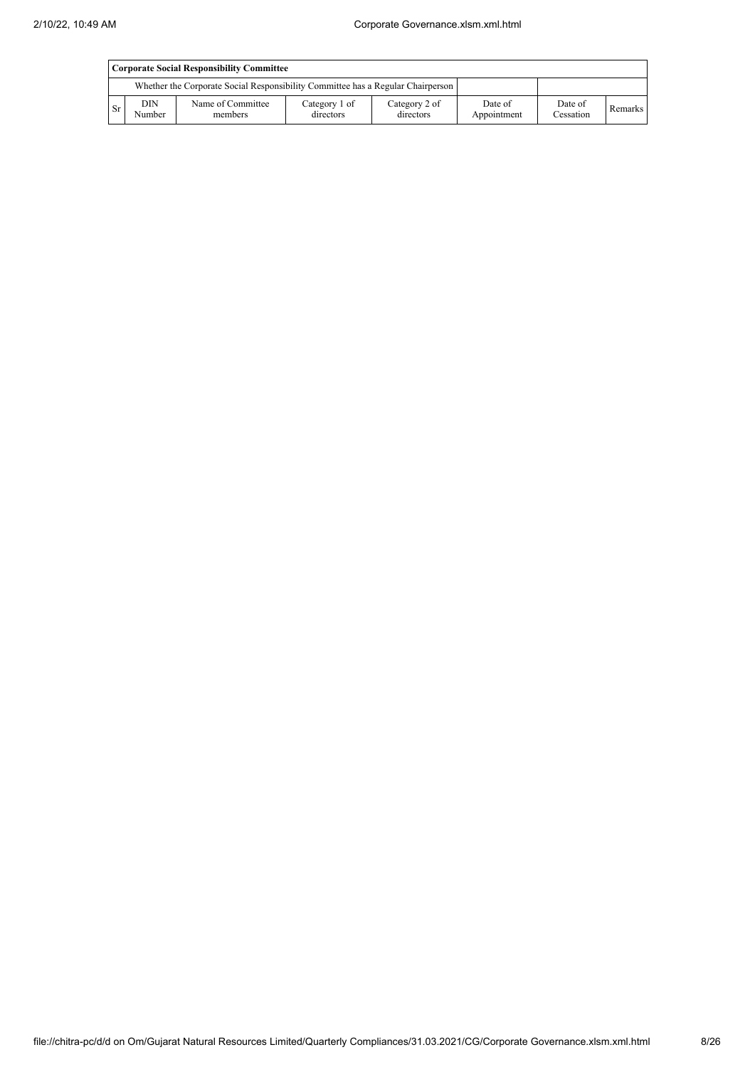| Corporate Social Responsibility Committee | | | | | | | |
|---|---|---|---|---|---|---|---|
| Whether the Corporate Social Responsibility Committee has a Regular Chairperson | | | | | | | |
| Sr | DIN Number | Name of Committee members | Category 1 of directors | Category 2 of directors | Date of Appointment | Date of Cessation | Remarks |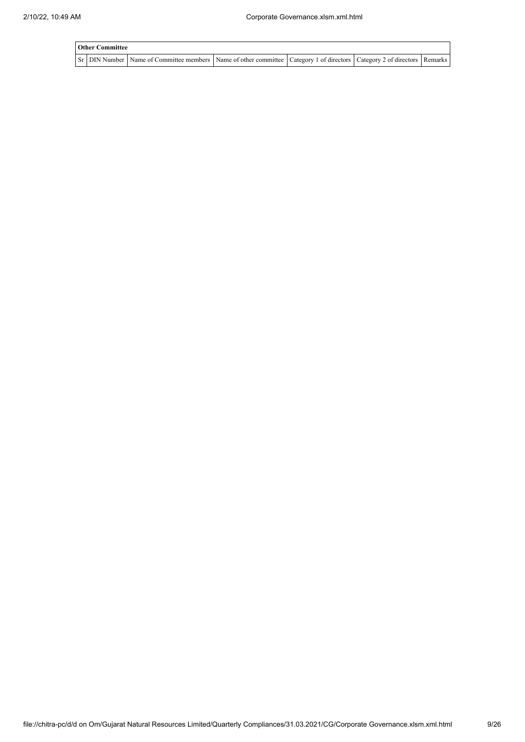| Other Committee | | | | | | |
|---|---|---|---|---|---|---|
| Sr | DIN Number | Name of Committee members | Name of other committee | Category 1 of directors | Category 2 of directors | Remarks |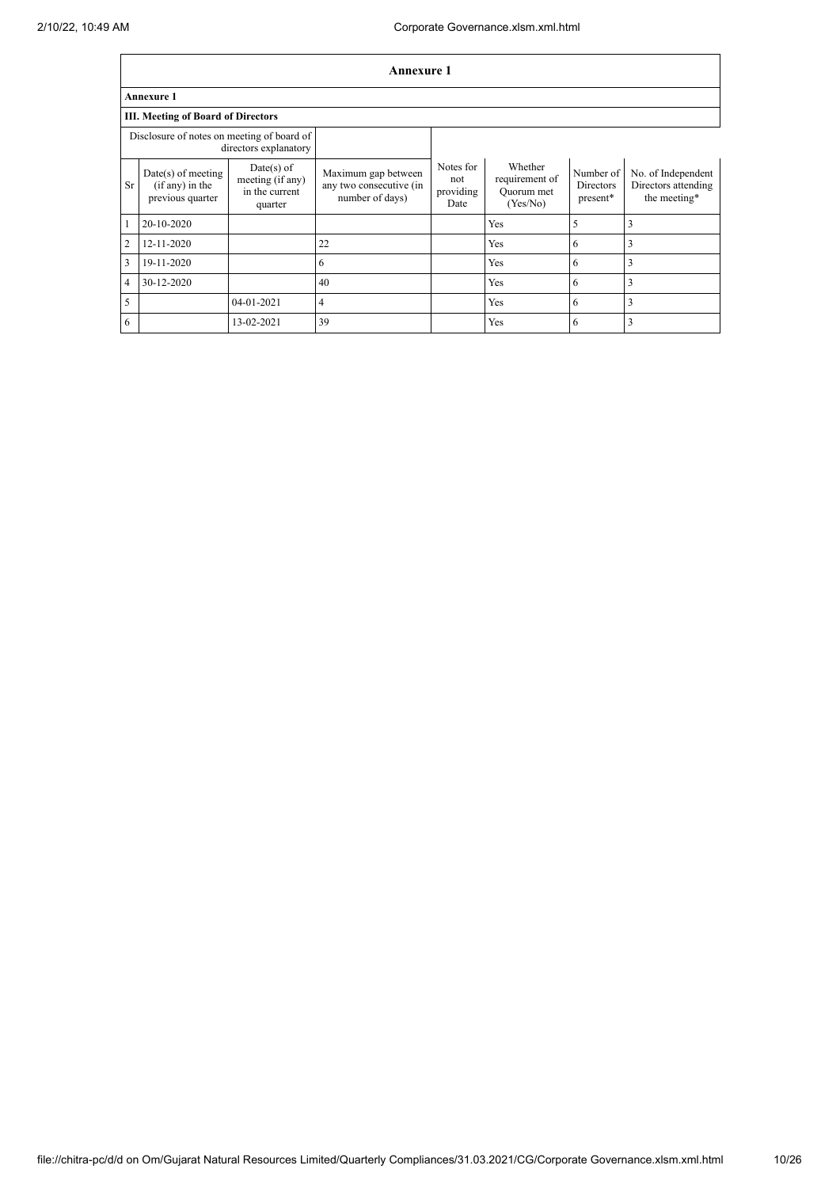| Annexure 1 | | | | | | | |
|---|---|---|---|---|---|---|---|
| **Annexure 1** | | | | | | | |
| **III. Meeting of Board of Directors** | | | | | | | |
| Disclosure of notes on meeting of board of directors explanatory | | | | | | | |
| Sr | Date(s) of meeting (if any) in the previous quarter | Date(s) of meeting (if any) in the current quarter | Maximum gap between any two consecutive (in number of days) | Notes for not providing Date | Whether requirement of Quorum met (Yes/No) | Number of Directors present* | No. of Independent Directors attending the meeting* |
| 1 | 20-10-2020 | | | | Yes | 5 | 3 |
| 2 | 12-11-2020 | | 22 | | Yes | 6 | 3 |
| 3 | 19-11-2020 | | 6 | | Yes | 6 | 3 |
| 4 | 30-12-2020 | | 40 | | Yes | 6 | 3 |
| 5 | | 04-01-2021 | 4 | | Yes | 6 | 3 |
| 6 | | 13-02-2021 | 39 | | Yes | 6 | 3 |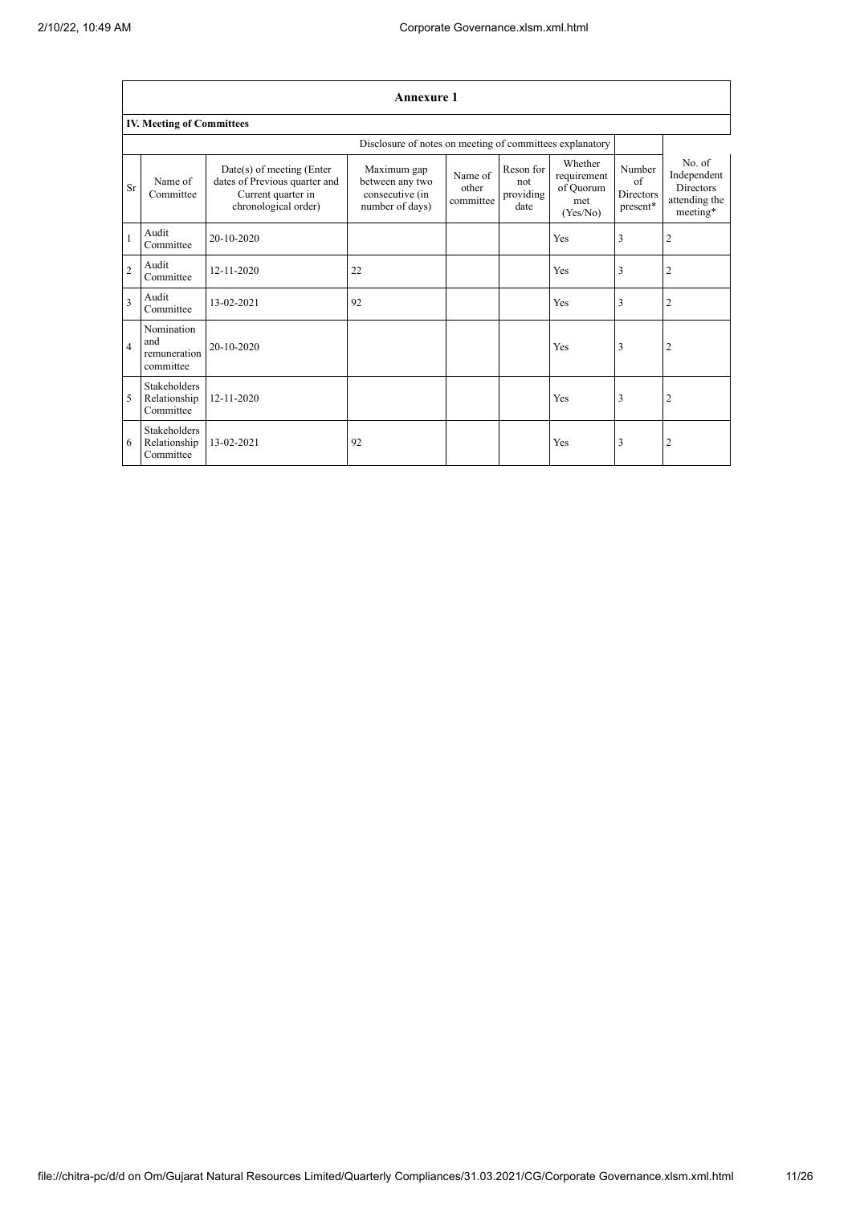## Annexure 1

### IV. Meeting of Committees

| | | | Disclosure of notes on meeting of committees explanatory | | | | | |
|---|---|---|---|---|---|---|---|---|
| Sr | Name of Committee | Date(s) of meeting (Enter dates of Previous quarter and Current quarter in chronological order) | Maximum gap between any two consecutive (in number of days) | Name of other committee | Reson for not providing date | Whether requirement of Quorum met (Yes/No) | Number of Directors present* | No. of Independent Directors attending the meeting* |
| 1 | Audit Committee | 20-10-2020 | | | | Yes | 3 | 2 |
| 2 | Audit Committee | 12-11-2020 | 22 | | | Yes | 3 | 2 |
| 3 | Audit Committee | 13-02-2021 | 92 | | | Yes | 3 | 2 |
| 4 | Nomination and remuneration committee | 20-10-2020 | | | | Yes | 3 | 2 |
| 5 | Stakeholders Relationship Committee | 12-11-2020 | | | | Yes | 3 | 2 |
| 6 | Stakeholders Relationship Committee | 13-02-2021 | 92 | | | Yes | 3 | 2 |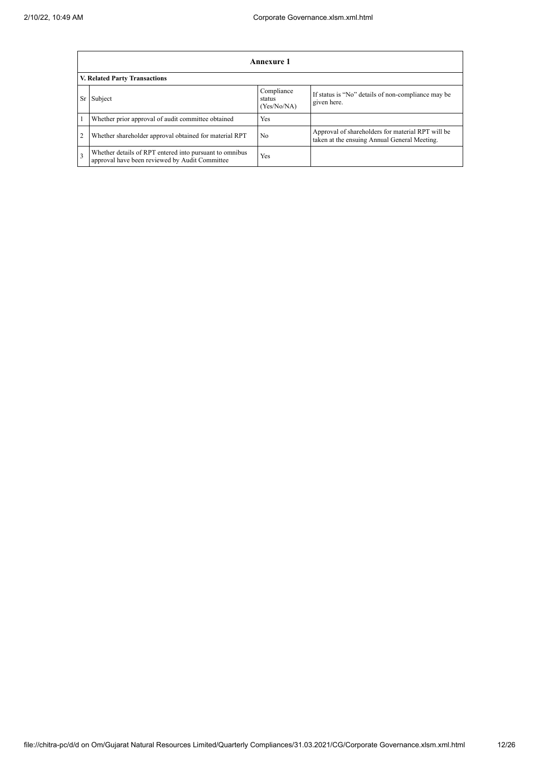| Annexure 1 | | | |
|---|---|---|---|
| **V. Related Party Transactions** | | | |
| Sr | Subject | Compliance status (Yes/No/NA) | If status is "No" details of non-compliance may be given here. |
| 1 | Whether prior approval of audit committee obtained | Yes | |
| 2 | Whether shareholder approval obtained for material RPT | No | Approval of shareholders for material RPT will be taken at the ensuing Annual General Meeting. |
| 3 | Whether details of RPT entered into pursuant to omnibus approval have been reviewed by Audit Committee | Yes | |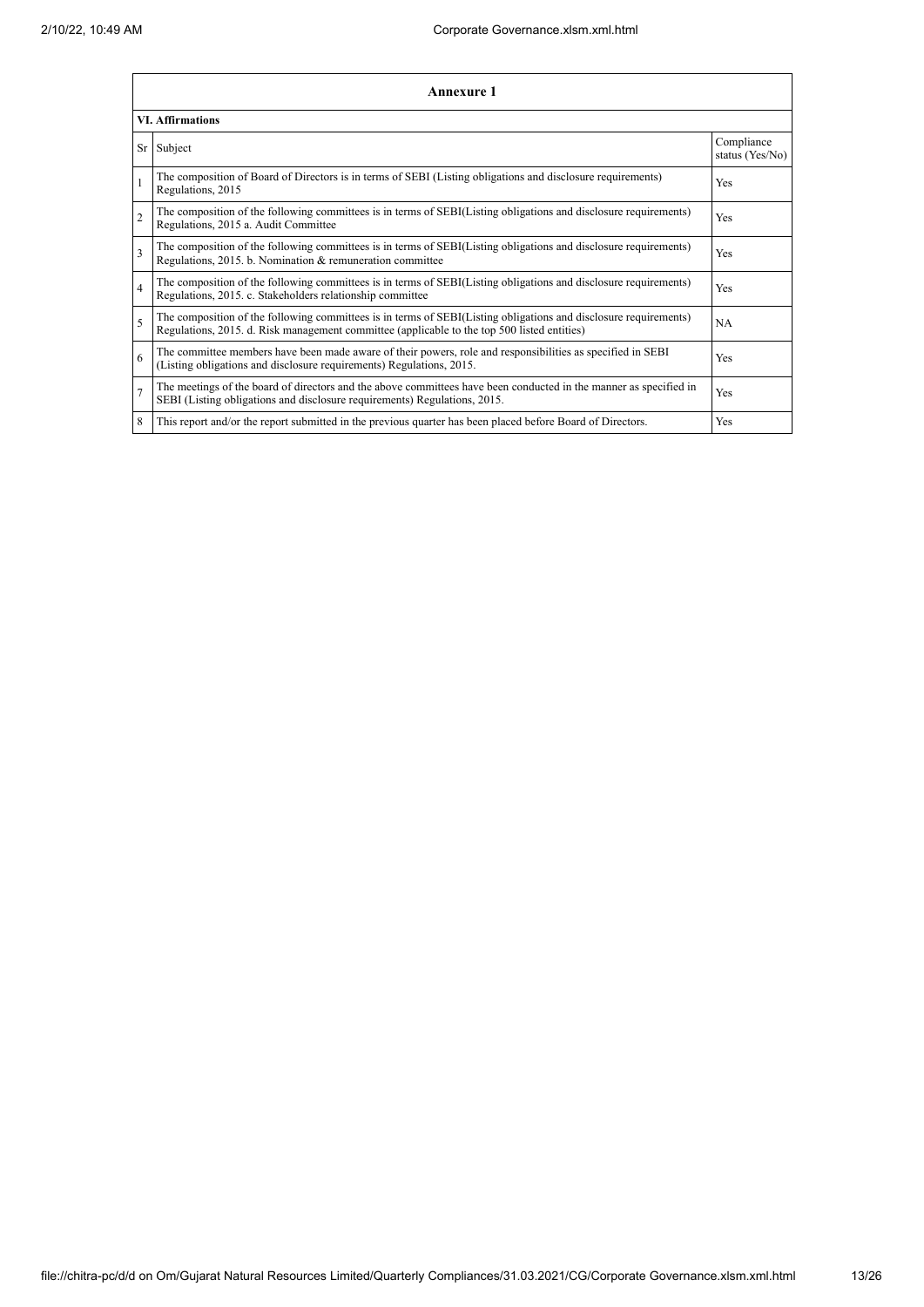| Annexure 1 | | |
|---|---|---|
| **VI. Affirmations** | | |
| Sr | Subject | Compliance status (Yes/No) |
| 1 | The composition of Board of Directors is in terms of SEBI (Listing obligations and disclosure requirements) Regulations, 2015 | Yes |
| 2 | The composition of the following committees is in terms of SEBI(Listing obligations and disclosure requirements) Regulations, 2015 a. Audit Committee | Yes |
| 3 | The composition of the following committees is in terms of SEBI(Listing obligations and disclosure requirements) Regulations, 2015. b. Nomination & remuneration committee | Yes |
| 4 | The composition of the following committees is in terms of SEBI(Listing obligations and disclosure requirements) Regulations, 2015. c. Stakeholders relationship committee | Yes |
| 5 | The composition of the following committees is in terms of SEBI(Listing obligations and disclosure requirements) Regulations, 2015. d. Risk management committee (applicable to the top 500 listed entities) | NA |
| 6 | The committee members have been made aware of their powers, role and responsibilities as specified in SEBI (Listing obligations and disclosure requirements) Regulations, 2015. | Yes |
| 7 | The meetings of the board of directors and the above committees have been conducted in the manner as specified in SEBI (Listing obligations and disclosure requirements) Regulations, 2015. | Yes |
| 8 | This report and/or the report submitted in the previous quarter has been placed before Board of Directors. | Yes |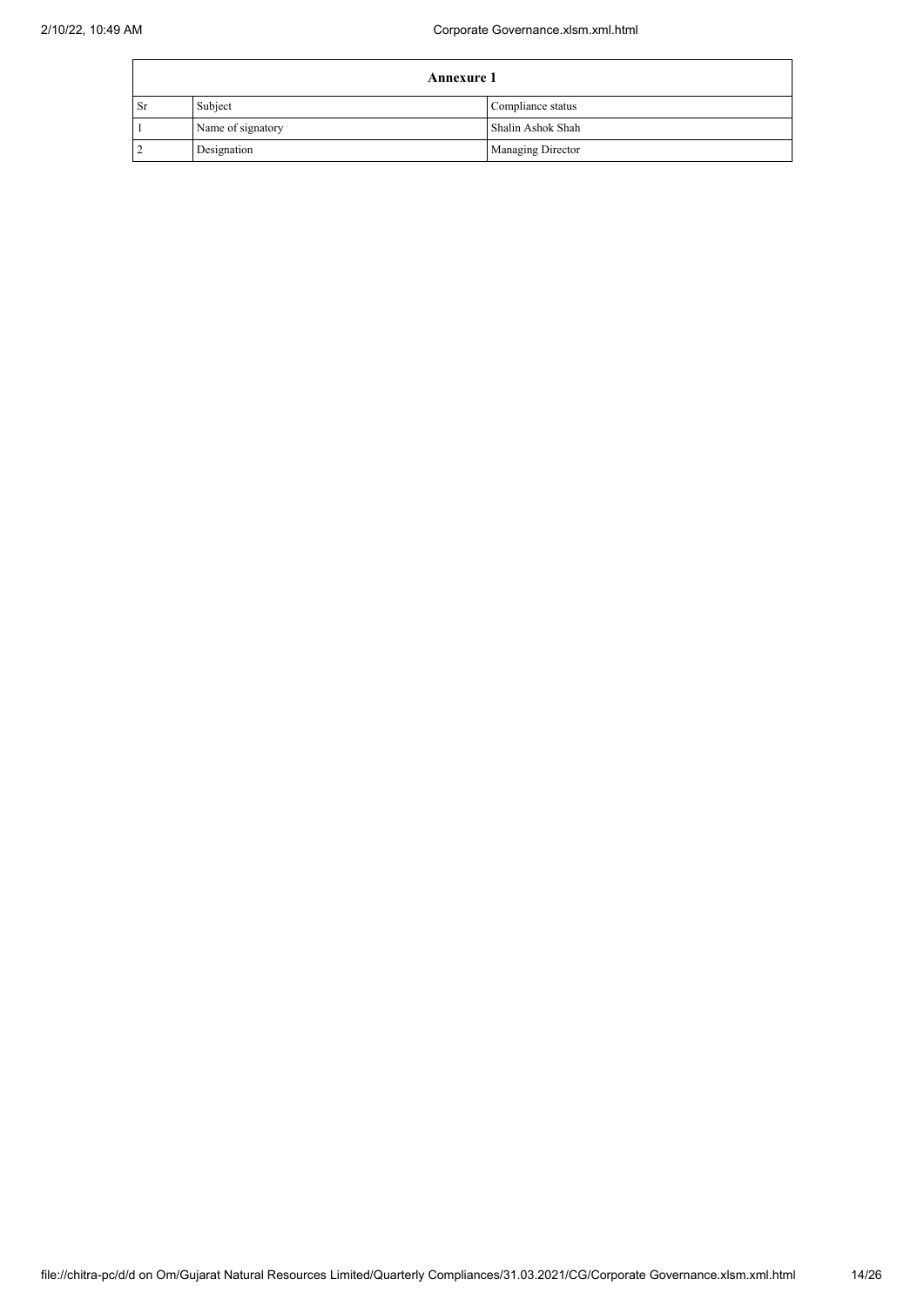| Annexure 1 | | |
|---|---|---|
| Sr | Subject | Compliance status |
| 1 | Name of signatory | Shalin Ashok Shah |
| 2 | Designation | Managing Director |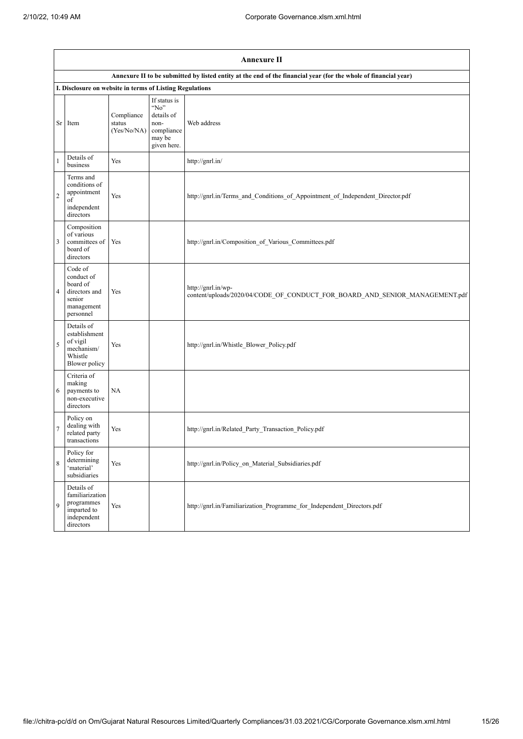| Annexure II | | | | |
|---|---|---|---|---|
| **Annexure II to be submitted by listed entity at the end of the financial year (for the whole of financial year)** | | | | |
| **I. Disclosure on website in terms of Listing Regulations** | | | | |
| Sr | Item | Compliance status (Yes/No/NA) | If status is "No" details of non-compliance may be given here. | Web address |
| 1 | Details of business | Yes | | http://gnrl.in/ |
| 2 | Terms and conditions of appointment of independent directors | Yes | | http://gnrl.in/Terms_and_Conditions_of_Appointment_of_Independent_Director.pdf |
| 3 | Composition of various committees of board of directors | Yes | | http://gnrl.in/Composition_of_Various_Committees.pdf |
| 4 | Code of conduct of board of directors and senior management personnel | Yes | | http://gnrl.in/wp-content/uploads/2020/04/CODE_OF_CONDUCT_FOR_BOARD_AND_SENIOR_MANAGEMENT.pdf |
| 5 | Details of establishment of vigil mechanism/ Whistle Blower policy | Yes | | http://gnrl.in/Whistle_Blower_Policy.pdf |
| 6 | Criteria of making payments to non-executive directors | NA | | |
| 7 | Policy on dealing with related party transactions | Yes | | http://gnrl.in/Related_Party_Transaction_Policy.pdf |
| 8 | Policy for determining 'material' subsidiaries | Yes | | http://gnrl.in/Policy_on_Material_Subsidiaries.pdf |
| 9 | Details of familiarization programmes imparted to independent directors | Yes | | http://gnrl.in/Familiarization_Programme_for_Independent_Directors.pdf |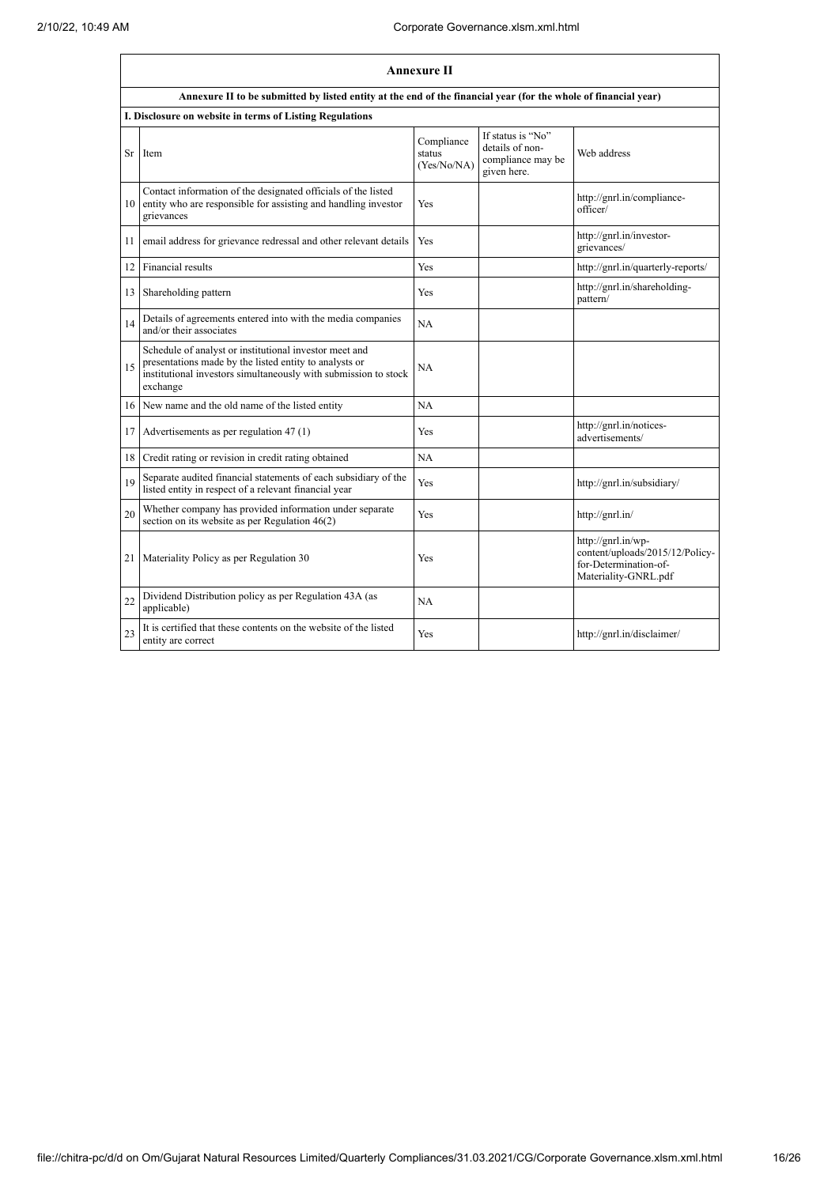## Annexure II

**Annexure II to be submitted by listed entity at the end of the financial year (for the whole of financial year)**

**I. Disclosure on website in terms of Listing Regulations**

| Sr | Item | Compliance status (Yes/No/NA) | If status is "No" details of non-compliance may be given here. | Web address |
|---|---|---|---|---|
| 10 | Contact information of the designated officials of the listed entity who are responsible for assisting and handling investor grievances | Yes | | http://gnrl.in/compliance-officer/ |
| 11 | email address for grievance redressal and other relevant details | Yes | | http://gnrl.in/investor-grievances/ |
| 12 | Financial results | Yes | | http://gnrl.in/quarterly-reports/ |
| 13 | Shareholding pattern | Yes | | http://gnrl.in/shareholding-pattern/ |
| 14 | Details of agreements entered into with the media companies and/or their associates | NA | | |
| 15 | Schedule of analyst or institutional investor meet and presentations made by the listed entity to analysts or institutional investors simultaneously with submission to stock exchange | NA | | |
| 16 | New name and the old name of the listed entity | NA | | |
| 17 | Advertisements as per regulation 47 (1) | Yes | | http://gnrl.in/notices-advertisements/ |
| 18 | Credit rating or revision in credit rating obtained | NA | | |
| 19 | Separate audited financial statements of each subsidiary of the listed entity in respect of a relevant financial year | Yes | | http://gnrl.in/subsidiary/ |
| 20 | Whether company has provided information under separate section on its website as per Regulation 46(2) | Yes | | http://gnrl.in/ |
| 21 | Materiality Policy as per Regulation 30 | Yes | | http://gnrl.in/wp-content/uploads/2015/12/Policy-for-Determination-of-Materiality-GNRL.pdf |
| 22 | Dividend Distribution policy as per Regulation 43A (as applicable) | NA | | |
| 23 | It is certified that these contents on the website of the listed entity are correct | Yes | | http://gnrl.in/disclaimer/ |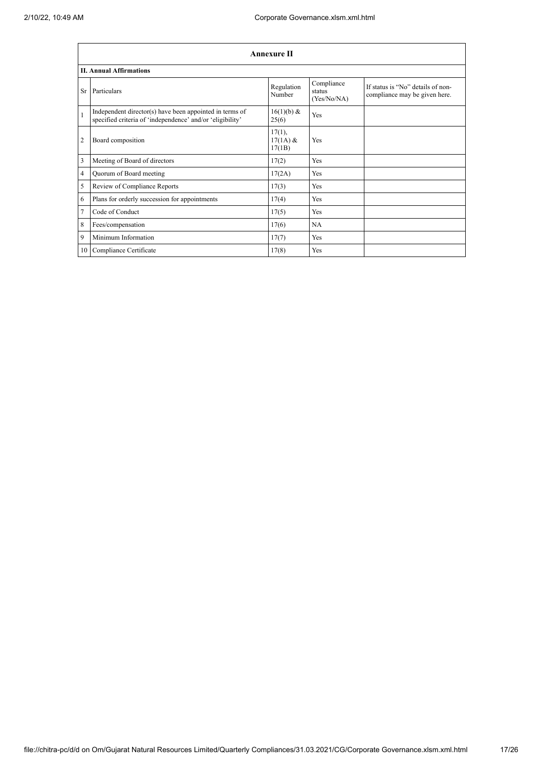| Annexure II | | | | |
|---|---|---|---|---|
| **II. Annual Affirmations** | | | | |
| Sr | Particulars | Regulation Number | Compliance status (Yes/No/NA) | If status is "No" details of non-compliance may be given here. |
| 1 | Independent director(s) have been appointed in terms of specified criteria of 'independence' and/or 'eligibility' | 16(1)(b) & 25(6) | Yes | |
| 2 | Board composition | 17(1), 17(1A) & 17(1B) | Yes | |
| 3 | Meeting of Board of directors | 17(2) | Yes | |
| 4 | Quorum of Board meeting | 17(2A) | Yes | |
| 5 | Review of Compliance Reports | 17(3) | Yes | |
| 6 | Plans for orderly succession for appointments | 17(4) | Yes | |
| 7 | Code of Conduct | 17(5) | Yes | |
| 8 | Fees/compensation | 17(6) | NA | |
| 9 | Minimum Information | 17(7) | Yes | |
| 10 | Compliance Certificate | 17(8) | Yes | |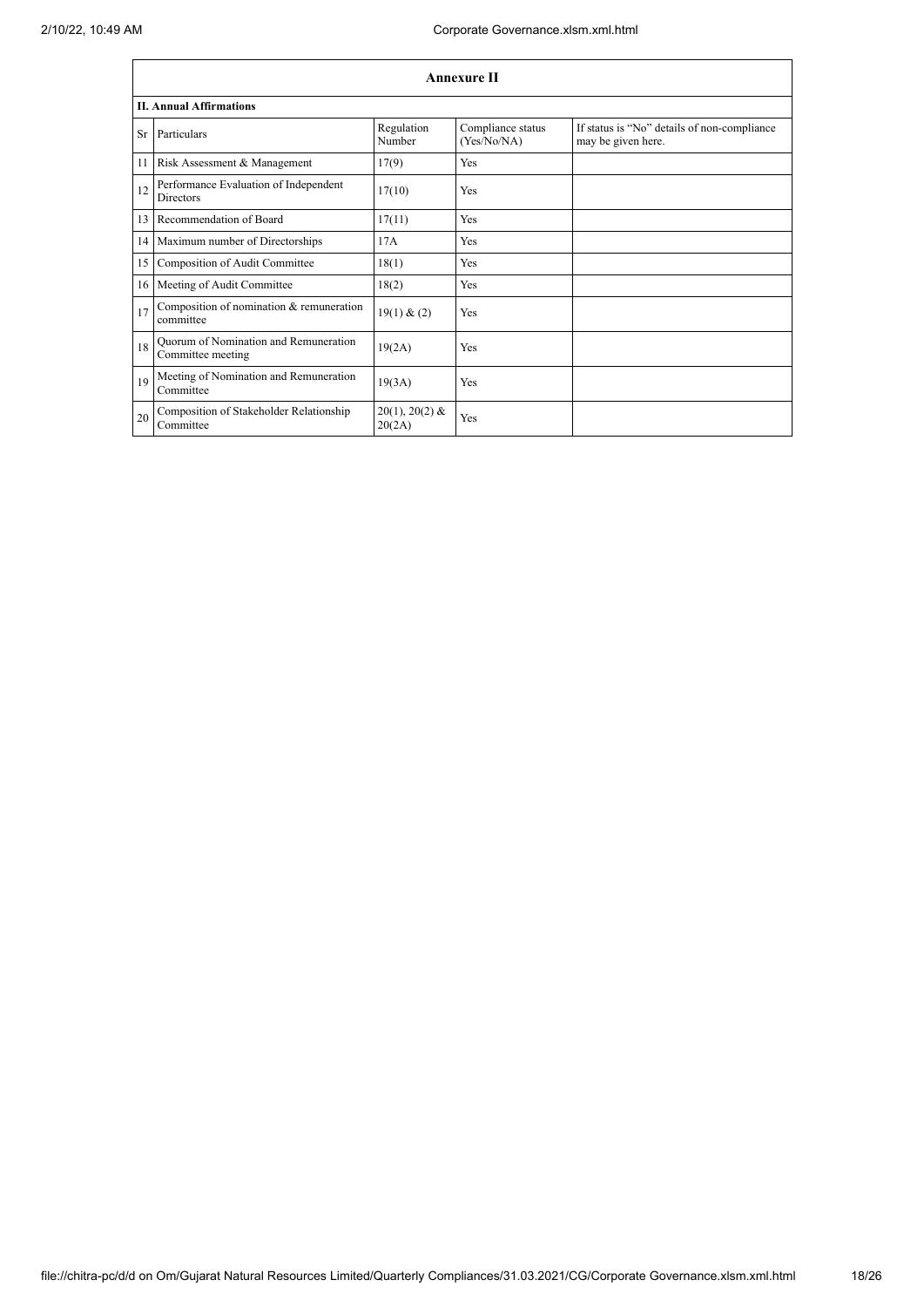| Annexure II | | | | |
|---|---|---|---|---|
| **II. Annual Affirmations** | | | | |
| Sr | Particulars | Regulation Number | Compliance status (Yes/No/NA) | If status is "No" details of non-compliance may be given here. |
| 11 | Risk Assessment & Management | 17(9) | Yes | |
| 12 | Performance Evaluation of Independent Directors | 17(10) | Yes | |
| 13 | Recommendation of Board | 17(11) | Yes | |
| 14 | Maximum number of Directorships | 17A | Yes | |
| 15 | Composition of Audit Committee | 18(1) | Yes | |
| 16 | Meeting of Audit Committee | 18(2) | Yes | |
| 17 | Composition of nomination & remuneration committee | 19(1) & (2) | Yes | |
| 18 | Quorum of Nomination and Remuneration Committee meeting | 19(2A) | Yes | |
| 19 | Meeting of Nomination and Remuneration Committee | 19(3A) | Yes | |
| 20 | Composition of Stakeholder Relationship Committee | 20(1), 20(2) & 20(2A) | Yes | |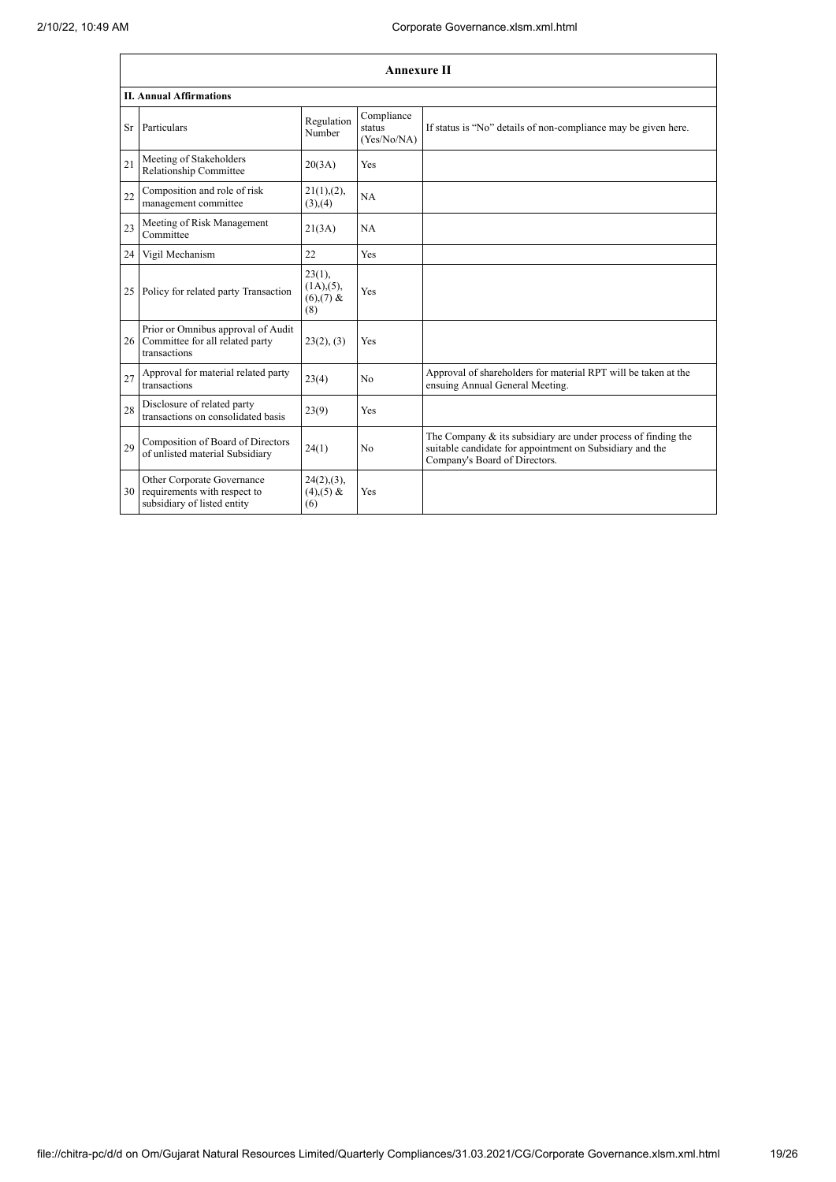## Annexure II

### II. Annual Affirmations

| Sr | Particulars | Regulation Number | Compliance status (Yes/No/NA) | If status is "No" details of non-compliance may be given here. |
|---|---|---|---|---|
| 21 | Meeting of Stakeholders Relationship Committee | 20(3A) | Yes | |
| 22 | Composition and role of risk management committee | 21(1),(2),(3),(4) | NA | |
| 23 | Meeting of Risk Management Committee | 21(3A) | NA | |
| 24 | Vigil Mechanism | 22 | Yes | |
| 25 | Policy for related party Transaction | 23(1),(1A),(5),(6),(7) & (8) | Yes | |
| 26 | Prior or Omnibus approval of Audit Committee for all related party transactions | 23(2), (3) | Yes | |
| 27 | Approval for material related party transactions | 23(4) | No | Approval of shareholders for material RPT will be taken at the ensuing Annual General Meeting. |
| 28 | Disclosure of related party transactions on consolidated basis | 23(9) | Yes | |
| 29 | Composition of Board of Directors of unlisted material Subsidiary | 24(1) | No | The Company & its subsidiary are under process of finding the suitable candidate for appointment on Subsidiary and the Company's Board of Directors. |
| 30 | Other Corporate Governance requirements with respect to subsidiary of listed entity | 24(2),(3),(4),(5) & (6) | Yes | |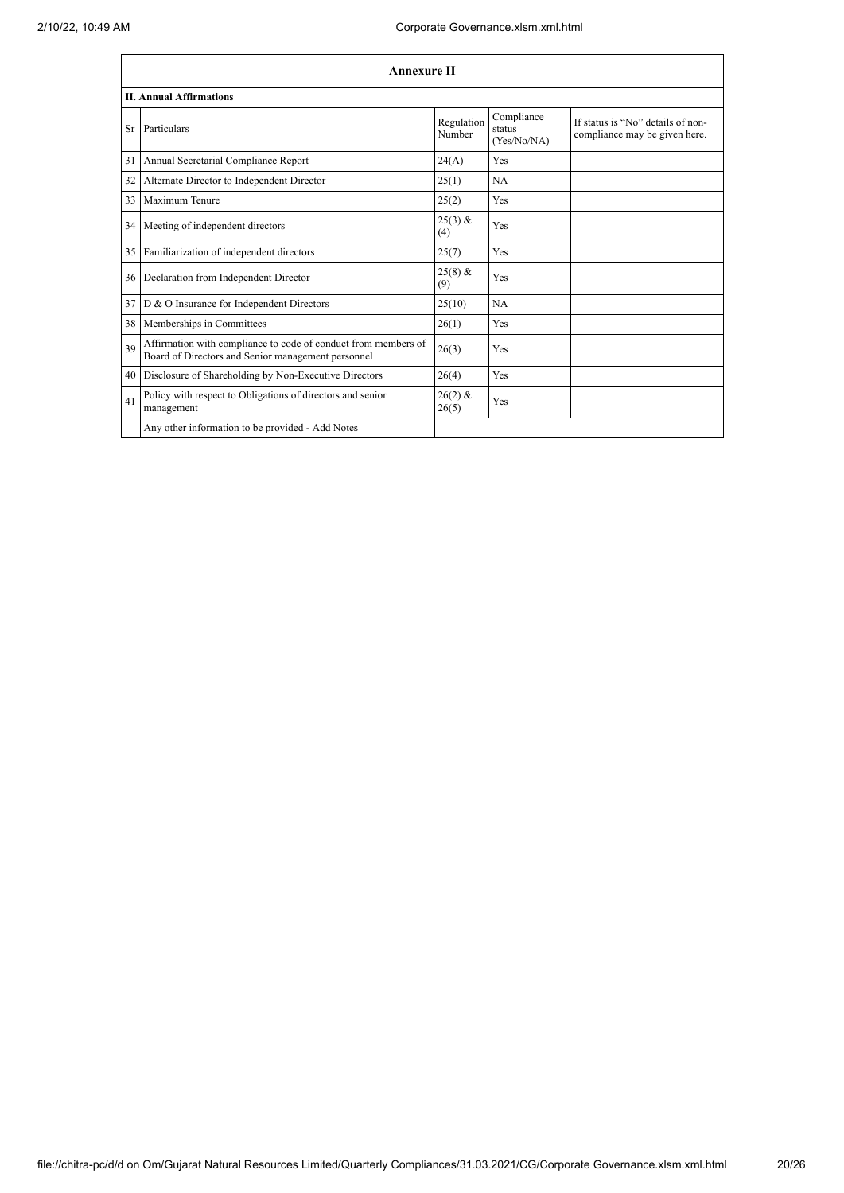## Annexure II

### II. Annual Affirmations

| Sr | Particulars | Regulation Number | Compliance status (Yes/No/NA) | If status is "No" details of non-compliance may be given here. |
|---|---|---|---|---|
| 31 | Annual Secretarial Compliance Report | 24(A) | Yes | |
| 32 | Alternate Director to Independent Director | 25(1) | NA | |
| 33 | Maximum Tenure | 25(2) | Yes | |
| 34 | Meeting of independent directors | 25(3) & (4) | Yes | |
| 35 | Familiarization of independent directors | 25(7) | Yes | |
| 36 | Declaration from Independent Director | 25(8) & (9) | Yes | |
| 37 | D & O Insurance for Independent Directors | 25(10) | NA | |
| 38 | Memberships in Committees | 26(1) | Yes | |
| 39 | Affirmation with compliance to code of conduct from members of Board of Directors and Senior management personnel | 26(3) | Yes | |
| 40 | Disclosure of Shareholding by Non-Executive Directors | 26(4) | Yes | |
| 41 | Policy with respect to Obligations of directors and senior management | 26(2) & 26(5) | Yes | |
| | Any other information to be provided - Add Notes | | | |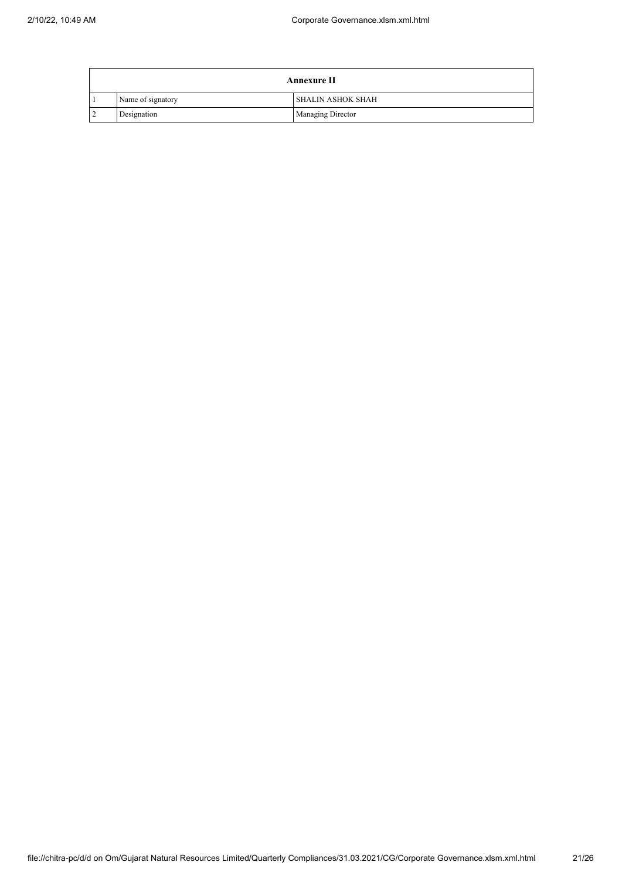| Annexure II | | |
|---|---|---|
| 1 | Name of signatory | SHALIN ASHOK SHAH |
| 2 | Designation | Managing Director |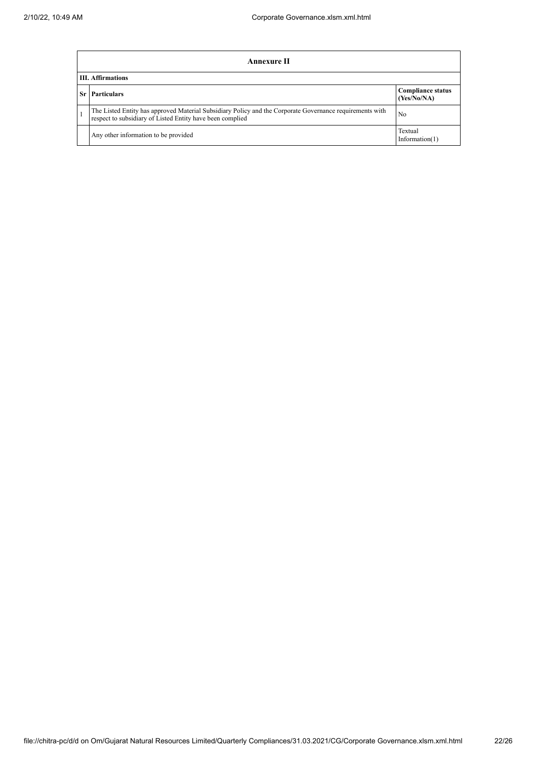| Annexure II | | |
|---|---|---|
| **III. Affirmations** | | |
| **Sr** | **Particulars** | **Compliance status (Yes/No/NA)** |
| 1 | The Listed Entity has approved Material Subsidiary Policy and the Corporate Governance requirements with respect to subsidiary of Listed Entity have been complied | No |
| | Any other information to be provided | Textual Information(1) |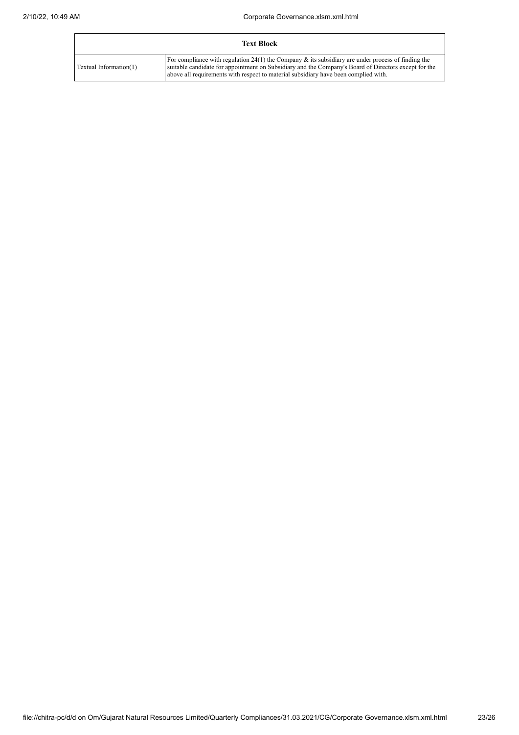| Text Block | |
|---|---|
| Textual Information(1) | For compliance with regulation 24(1) the Company & its subsidiary are under process of finding the suitable candidate for appointment on Subsidiary and the Company's Board of Directors except for the above all requirements with respect to material subsidiary have been complied with. |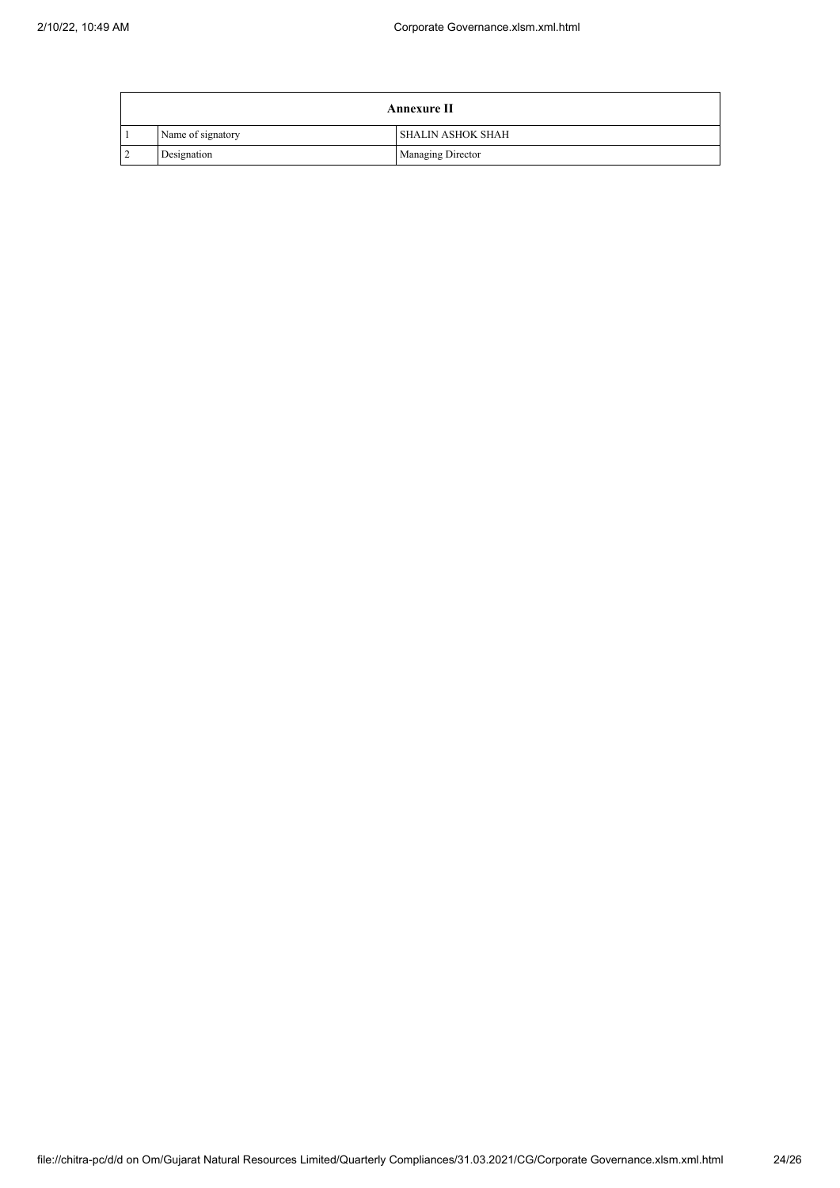| Annexure II | | |
|---|---|---|
| 1 | Name of signatory | SHALIN ASHOK SHAH |
| 2 | Designation | Managing Director |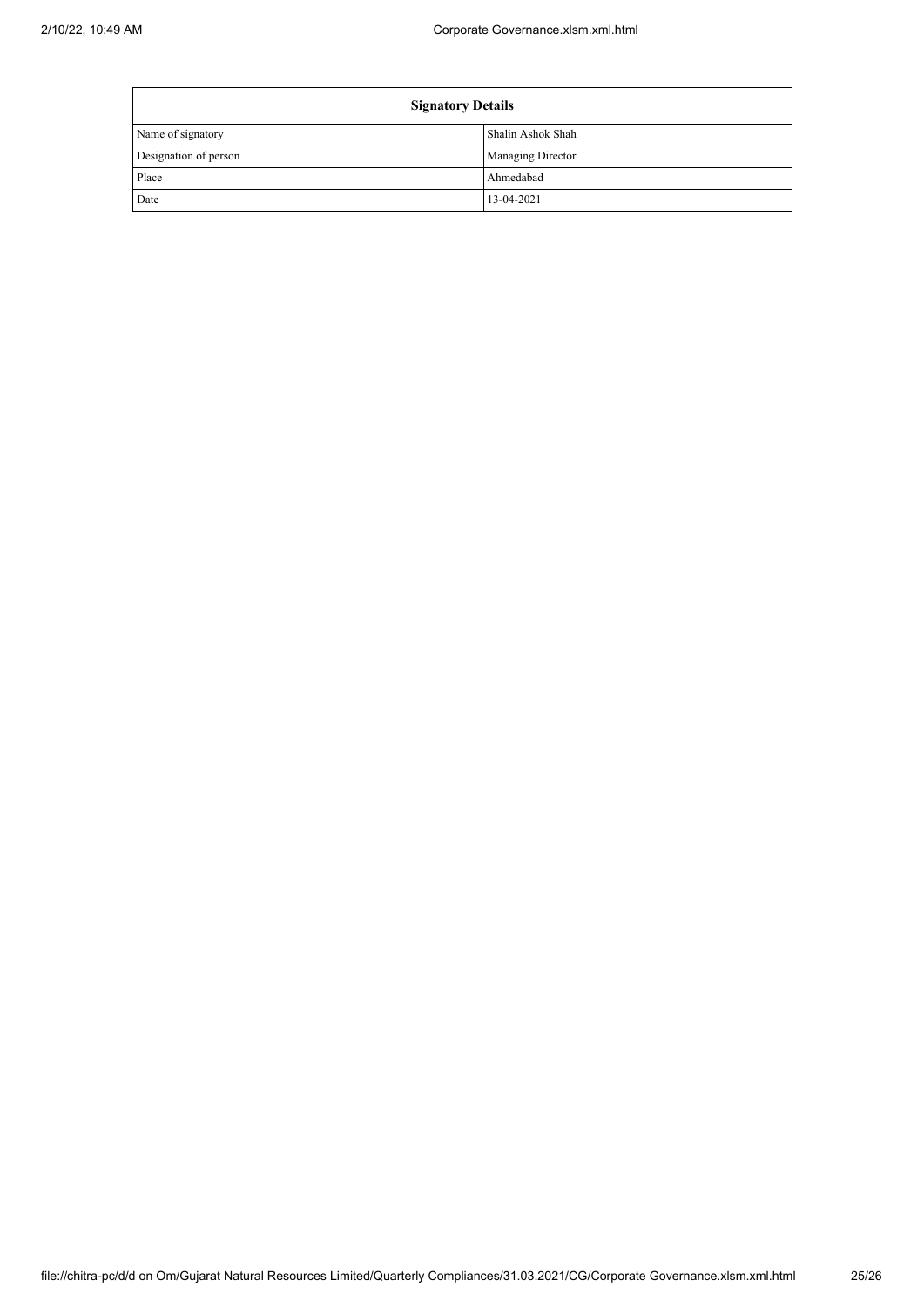| Signatory Details | |
|---|---|
| Name of signatory | Shalin Ashok Shah |
| Designation of person | Managing Director |
| Place | Ahmedabad |
| Date | 13-04-2021 |